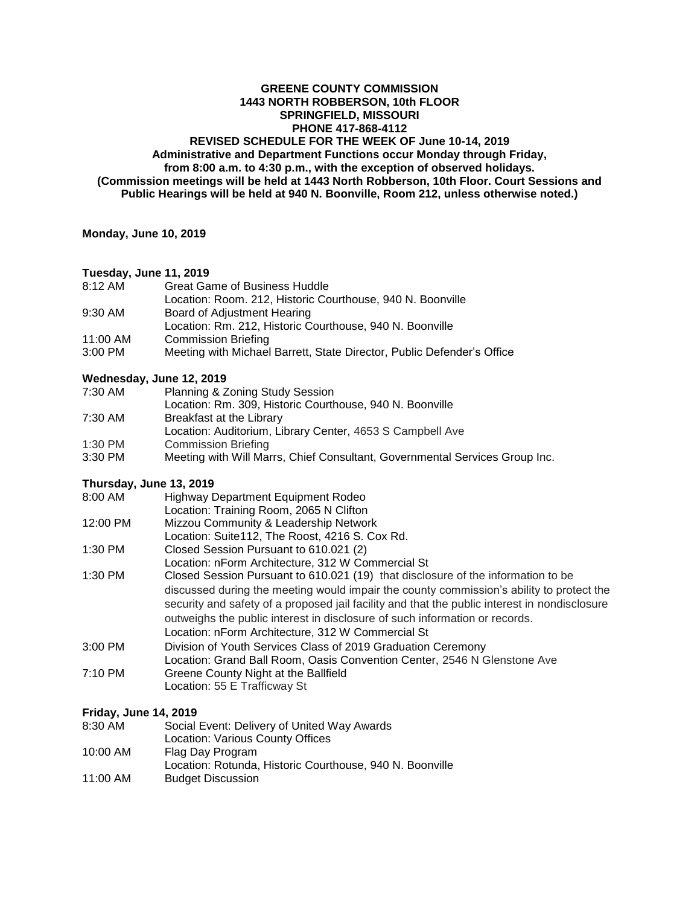**GREENE COUNTY COMMISSION**
**1443 NORTH ROBBERSON, 10th FLOOR**
**SPRINGFIELD, MISSOURI**
**PHONE 417-868-4112**
**REVISED SCHEDULE FOR THE WEEK OF June 10-14, 2019**
**Administrative and Department Functions occur Monday through Friday,**
**from 8:00 a.m. to 4:30 p.m., with the exception of observed holidays.**
**(Commission meetings will be held at 1443 North Robberson, 10th Floor. Court Sessions and Public Hearings will be held at 940 N. Boonville, Room 212, unless otherwise noted.)**

**Monday, June 10, 2019**

**Tuesday, June 11, 2019**

8:12 AM — Great Game of Business Huddle
Location: Room. 212, Historic Courthouse, 940 N. Boonville

9:30 AM — Board of Adjustment Hearing
Location: Rm. 212, Historic Courthouse, 940 N. Boonville

11:00 AM — Commission Briefing

3:00 PM — Meeting with Michael Barrett, State Director, Public Defender's Office

**Wednesday, June 12, 2019**

7:30 AM — Planning & Zoning Study Session
Location: Rm. 309, Historic Courthouse, 940 N. Boonville

7:30 AM — Breakfast at the Library
Location: Auditorium, Library Center, 4653 S Campbell Ave

1:30 PM — Commission Briefing

3:30 PM — Meeting with Will Marrs, Chief Consultant, Governmental Services Group Inc.

**Thursday, June 13, 2019**

8:00 AM — Highway Department Equipment Rodeo
Location: Training Room, 2065 N Clifton

12:00 PM — Mizzou Community & Leadership Network
Location: Suite112, The Roost, 4216 S. Cox Rd.

1:30 PM — Closed Session Pursuant to 610.021 (2)
Location: nForm Architecture, 312 W Commercial St

1:30 PM — Closed Session Pursuant to 610.021 (19) that disclosure of the information to be discussed during the meeting would impair the county commission's ability to protect the security and safety of a proposed jail facility and that the public interest in nondisclosure outweighs the public interest in disclosure of such information or records.
Location: nForm Architecture, 312 W Commercial St

3:00 PM — Division of Youth Services Class of 2019 Graduation Ceremony
Location: Grand Ball Room, Oasis Convention Center, 2546 N Glenstone Ave

7:10 PM — Greene County Night at the Ballfield
Location: 55 E Trafficway St

**Friday, June 14, 2019**

8:30 AM — Social Event: Delivery of United Way Awards
Location: Various County Offices

10:00 AM — Flag Day Program
Location: Rotunda, Historic Courthouse, 940 N. Boonville

11:00 AM — Budget Discussion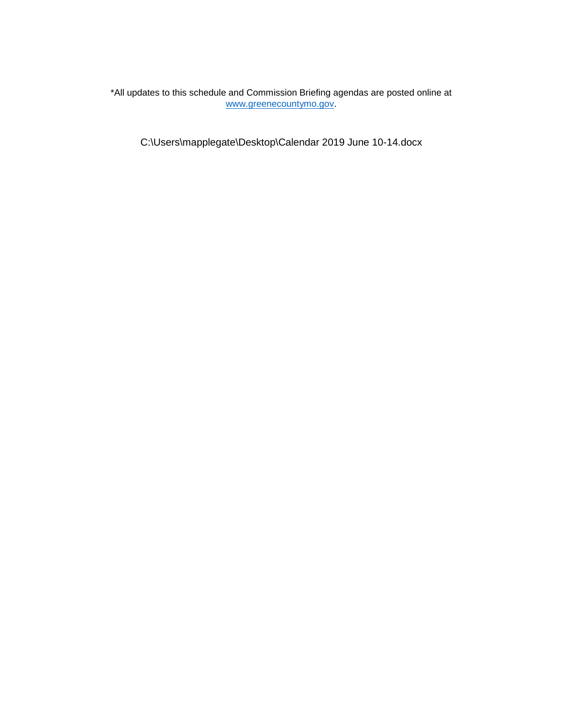*All updates to this schedule and Commission Briefing agendas are posted online at [www.greenecountymo.gov](http://www.greenecountymo.gov).

C:\Users\mapplegate\Desktop\Calendar 2019 June 10-14.docx